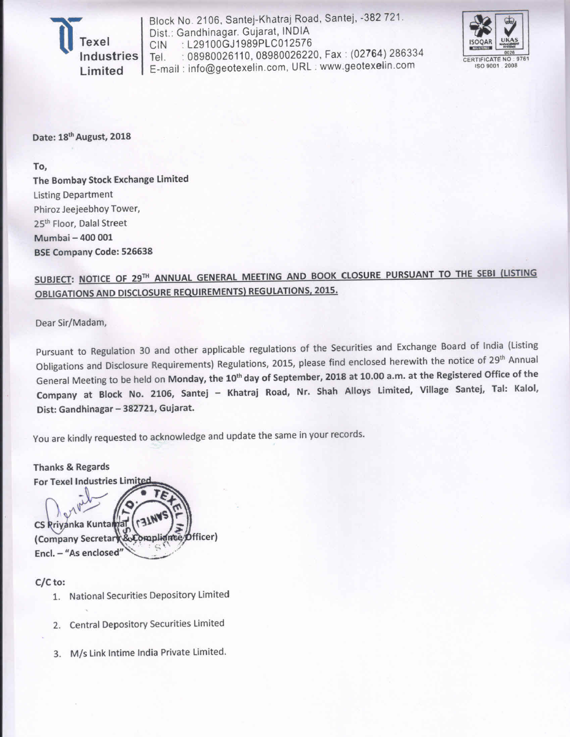**Texel Industries Limited**

Block No. 2106, Santej-Khatraj Road, Santej, -382 721.
Dist.: Gandhinagar. Gujarat, INDIA
CIN : L29100GJ1989PLC012576
Tel. : 08980026110, 08980026220, Fax : (02764) 286334
E-mail : info@geotexelin.com, URL : www.geotexelin.com

ISOQAR | UKAS MANAGEMENT SYSTEMS 0026
CERTIFICATE NO : 9761
ISO 9001 : 2008

Date: 18th August, 2018

To,
**The Bombay Stock Exchange Limited**
Listing Department
Phiroz Jeejeebhoy Tower,
25th Floor, Dalal Street
**Mumbai – 400 001**
**BSE Company Code: 526638**

**SUBJECT: NOTICE OF 29TH ANNUAL GENERAL MEETING AND BOOK CLOSURE PURSUANT TO THE SEBI (LISTING OBLIGATIONS AND DISCLOSURE REQUIREMENTS) REGULATIONS, 2015.**

Dear Sir/Madam,

Pursuant to Regulation 30 and other applicable regulations of the Securities and Exchange Board of India (Listing Obligations and Disclosure Requirements) Regulations, 2015, please find enclosed herewith the notice of 29th Annual General Meeting to be held on **Monday, the 10th day of September, 2018 at 10.00 a.m. at the Registered Office of the Company at Block No. 2106, Santej – Khatraj Road, Nr. Shah Alloys Limited, Village Santej, Tal: Kalol, Dist: Gandhinagar – 382721, Gujarat.**

You are kindly requested to acknowledge and update the same in your records.

**Thanks & Regards**
**For Texel Industries Limited**

**CS Priyanka Kuntamal**
**(Company Secretary & Compliance Officer)**
**Encl. – "As enclosed"**

**C/C to:**

1. National Securities Depository Limited
2. Central Depository Securities Limited
3. M/s Link Intime India Private Limited.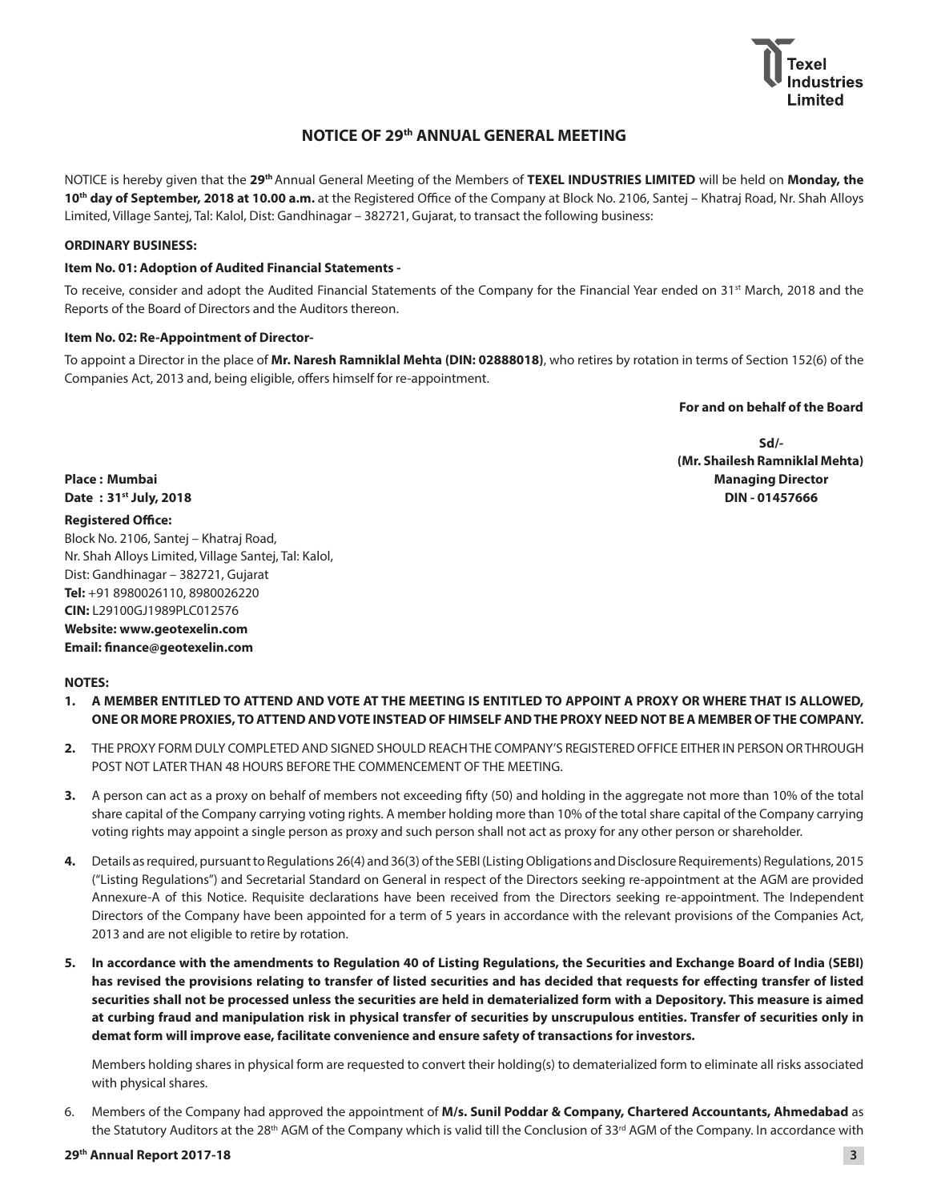## NOTICE OF 29th ANNUAL GENERAL MEETING

NOTICE is hereby given that the **29th** Annual General Meeting of the Members of **TEXEL INDUSTRIES LIMITED** will be held on **Monday, the 10th day of September, 2018 at 10.00 a.m.** at the Registered Office of the Company at Block No. 2106, Santej – Khatraj Road, Nr. Shah Alloys Limited, Village Santej, Tal: Kalol, Dist: Gandhinagar – 382721, Gujarat, to transact the following business:

**ORDINARY BUSINESS:**

**Item No. 01: Adoption of Audited Financial Statements -**

To receive, consider and adopt the Audited Financial Statements of the Company for the Financial Year ended on 31st March, 2018 and the Reports of the Board of Directors and the Auditors thereon.

**Item No. 02: Re-Appointment of Director-**

To appoint a Director in the place of **Mr. Naresh Ramniklal Mehta (DIN: 02888018)**, who retires by rotation in terms of Section 152(6) of the Companies Act, 2013 and, being eligible, offers himself for re-appointment.

**For and on behalf of the Board**

**Sd/-**
**(Mr. Shailesh Ramniklal Mehta)**
**Managing Director**
**DIN - 01457666**

**Place : Mumbai**
**Date : 31st July, 2018**

**Registered Office:**
Block No. 2106, Santej – Khatraj Road,
Nr. Shah Alloys Limited, Village Santej, Tal: Kalol,
Dist: Gandhinagar – 382721, Gujarat
**Tel:** +91 8980026110, 8980026220
**CIN:** L29100GJ1989PLC012576
**Website: www.geotexelin.com**
**Email: finance@geotexelin.com**

**NOTES:**

1. **A MEMBER ENTITLED TO ATTEND AND VOTE AT THE MEETING IS ENTITLED TO APPOINT A PROXY OR WHERE THAT IS ALLOWED, ONE OR MORE PROXIES, TO ATTEND AND VOTE INSTEAD OF HIMSELF AND THE PROXY NEED NOT BE A MEMBER OF THE COMPANY.**

2. THE PROXY FORM DULY COMPLETED AND SIGNED SHOULD REACH THE COMPANY'S REGISTERED OFFICE EITHER IN PERSON OR THROUGH POST NOT LATER THAN 48 HOURS BEFORE THE COMMENCEMENT OF THE MEETING.

3. A person can act as a proxy on behalf of members not exceeding fifty (50) and holding in the aggregate not more than 10% of the total share capital of the Company carrying voting rights. A member holding more than 10% of the total share capital of the Company carrying voting rights may appoint a single person as proxy and such person shall not act as proxy for any other person or shareholder.

4. Details as required, pursuant to Regulations 26(4) and 36(3) of the SEBI (Listing Obligations and Disclosure Requirements) Regulations, 2015 ("Listing Regulations") and Secretarial Standard on General in respect of the Directors seeking re-appointment at the AGM are provided Annexure-A of this Notice. Requisite declarations have been received from the Directors seeking re-appointment. The Independent Directors of the Company have been appointed for a term of 5 years in accordance with the relevant provisions of the Companies Act, 2013 and are not eligible to retire by rotation.

5. **In accordance with the amendments to Regulation 40 of Listing Regulations, the Securities and Exchange Board of India (SEBI) has revised the provisions relating to transfer of listed securities and has decided that requests for effecting transfer of listed securities shall not be processed unless the securities are held in dematerialized form with a Depository. This measure is aimed at curbing fraud and manipulation risk in physical transfer of securities by unscrupulous entities. Transfer of securities only in demat form will improve ease, facilitate convenience and ensure safety of transactions for investors.**

   Members holding shares in physical form are requested to convert their holding(s) to dematerialized form to eliminate all risks associated with physical shares.

6. Members of the Company had approved the appointment of **M/s. Sunil Poddar & Company, Chartered Accountants, Ahmedabad** as the Statutory Auditors at the 28th AGM of the Company which is valid till the Conclusion of 33rd AGM of the Company. In accordance with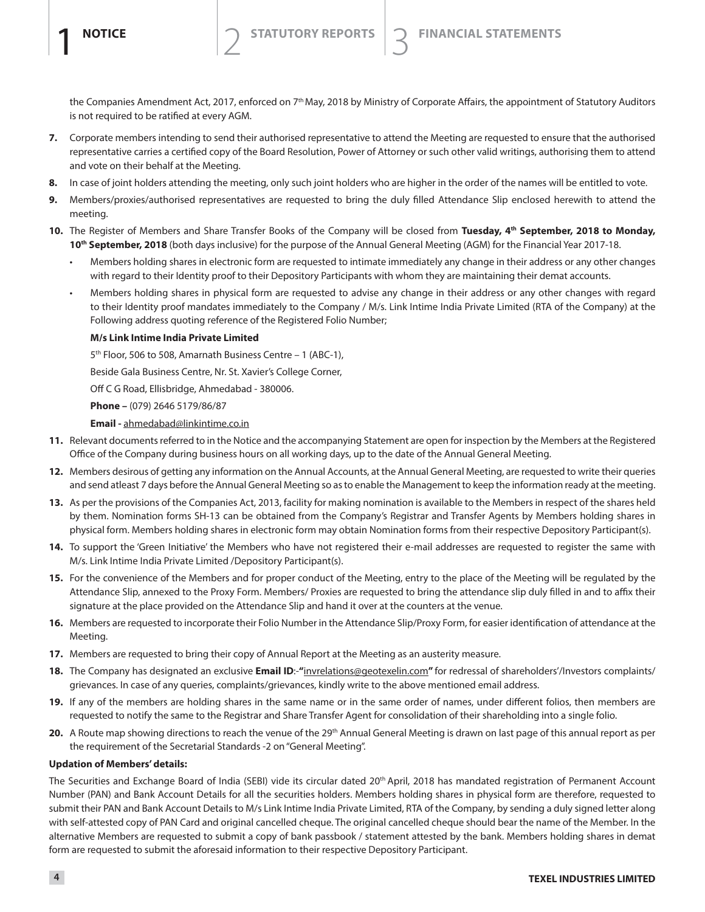the Companies Amendment Act, 2017, enforced on 7th May, 2018 by Ministry of Corporate Affairs, the appointment of Statutory Auditors is not required to be ratified at every AGM.

7. Corporate members intending to send their authorised representative to attend the Meeting are requested to ensure that the authorised representative carries a certified copy of the Board Resolution, Power of Attorney or such other valid writings, authorising them to attend and vote on their behalf at the Meeting.

8. In case of joint holders attending the meeting, only such joint holders who are higher in the order of the names will be entitled to vote.

9. Members/proxies/authorised representatives are requested to bring the duly filled Attendance Slip enclosed herewith to attend the meeting.

10. The Register of Members and Share Transfer Books of the Company will be closed from **Tuesday, 4th September, 2018 to Monday, 10th September, 2018** (both days inclusive) for the purpose of the Annual General Meeting (AGM) for the Financial Year 2017-18.

    - Members holding shares in electronic form are requested to intimate immediately any change in their address or any other changes with regard to their Identity proof to their Depository Participants with whom they are maintaining their demat accounts.
    - Members holding shares in physical form are requested to advise any change in their address or any other changes with regard to their Identity proof mandates immediately to the Company / M/s. Link Intime India Private Limited (RTA of the Company) at the Following address quoting reference of the Registered Folio Number;

    **M/s Link Intime India Private Limited**

    5th Floor, 506 to 508, Amarnath Business Centre – 1 (ABC-1),

    Beside Gala Business Centre, Nr. St. Xavier's College Corner,

    Off C G Road, Ellisbridge, Ahmedabad - 380006.

    **Phone –** (079) 2646 5179/86/87

    **Email -** ahmedabad@linkintime.co.in

11. Relevant documents referred to in the Notice and the accompanying Statement are open for inspection by the Members at the Registered Office of the Company during business hours on all working days, up to the date of the Annual General Meeting.

12. Members desirous of getting any information on the Annual Accounts, at the Annual General Meeting, are requested to write their queries and send atleast 7 days before the Annual General Meeting so as to enable the Management to keep the information ready at the meeting.

13. As per the provisions of the Companies Act, 2013, facility for making nomination is available to the Members in respect of the shares held by them. Nomination forms SH-13 can be obtained from the Company's Registrar and Transfer Agents by Members holding shares in physical form. Members holding shares in electronic form may obtain Nomination forms from their respective Depository Participant(s).

14. To support the 'Green Initiative' the Members who have not registered their e-mail addresses are requested to register the same with M/s. Link Intime India Private Limited /Depository Participant(s).

15. For the convenience of the Members and for proper conduct of the Meeting, entry to the place of the Meeting will be regulated by the Attendance Slip, annexed to the Proxy Form. Members/ Proxies are requested to bring the attendance slip duly filled in and to affix their signature at the place provided on the Attendance Slip and hand it over at the counters at the venue.

16. Members are requested to incorporate their Folio Number in the Attendance Slip/Proxy Form, for easier identification of attendance at the Meeting.

17. Members are requested to bring their copy of Annual Report at the Meeting as an austerity measure.

18. The Company has designated an exclusive **Email ID**:-**"**invrelations@geotexelin.com**"** for redressal of shareholders'/Investors complaints/ grievances. In case of any queries, complaints/grievances, kindly write to the above mentioned email address.

19. If any of the members are holding shares in the same name or in the same order of names, under different folios, then members are requested to notify the same to the Registrar and Share Transfer Agent for consolidation of their shareholding into a single folio.

20. A Route map showing directions to reach the venue of the 29th Annual General Meeting is drawn on last page of this annual report as per the requirement of the Secretarial Standards -2 on "General Meeting".

**Updation of Members' details:**

The Securities and Exchange Board of India (SEBI) vide its circular dated 20th April, 2018 has mandated registration of Permanent Account Number (PAN) and Bank Account Details for all the securities holders. Members holding shares in physical form are therefore, requested to submit their PAN and Bank Account Details to M/s Link Intime India Private Limited, RTA of the Company, by sending a duly signed letter along with self-attested copy of PAN Card and original cancelled cheque. The original cancelled cheque should bear the name of the Member. In the alternative Members are requested to submit a copy of bank passbook / statement attested by the bank. Members holding shares in demat form are requested to submit the aforesaid information to their respective Depository Participant.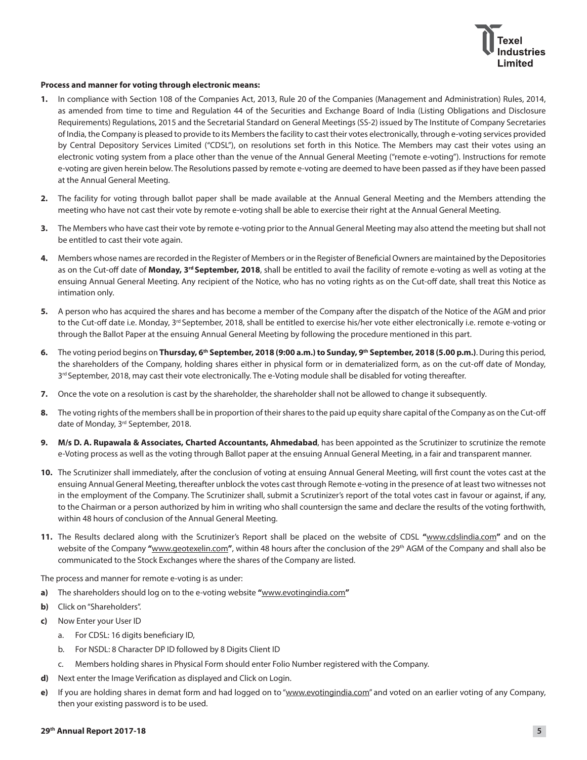**Process and manner for voting through electronic means:**

1. In compliance with Section 108 of the Companies Act, 2013, Rule 20 of the Companies (Management and Administration) Rules, 2014, as amended from time to time and Regulation 44 of the Securities and Exchange Board of India (Listing Obligations and Disclosure Requirements) Regulations, 2015 and the Secretarial Standard on General Meetings (SS-2) issued by The Institute of Company Secretaries of India, the Company is pleased to provide to its Members the facility to cast their votes electronically, through e-voting services provided by Central Depository Services Limited ("CDSL"), on resolutions set forth in this Notice. The Members may cast their votes using an electronic voting system from a place other than the venue of the Annual General Meeting ("remote e-voting"). Instructions for remote e-voting are given herein below. The Resolutions passed by remote e-voting are deemed to have been passed as if they have been passed at the Annual General Meeting.

2. The facility for voting through ballot paper shall be made available at the Annual General Meeting and the Members attending the meeting who have not cast their vote by remote e-voting shall be able to exercise their right at the Annual General Meeting.

3. The Members who have cast their vote by remote e-voting prior to the Annual General Meeting may also attend the meeting but shall not be entitled to cast their vote again.

4. Members whose names are recorded in the Register of Members or in the Register of Beneficial Owners are maintained by the Depositories as on the Cut-off date of **Monday, 3rd September, 2018**, shall be entitled to avail the facility of remote e-voting as well as voting at the ensuing Annual General Meeting. Any recipient of the Notice, who has no voting rights as on the Cut-off date, shall treat this Notice as intimation only.

5. A person who has acquired the shares and has become a member of the Company after the dispatch of the Notice of the AGM and prior to the Cut-off date i.e. Monday, 3rd September, 2018, shall be entitled to exercise his/her vote either electronically i.e. remote e-voting or through the Ballot Paper at the ensuing Annual General Meeting by following the procedure mentioned in this part.

6. The voting period begins on **Thursday, 6th September, 2018 (9:00 a.m.) to Sunday, 9th September, 2018 (5.00 p.m.)**. During this period, the shareholders of the Company, holding shares either in physical form or in dematerialized form, as on the cut-off date of Monday, 3rd September, 2018, may cast their vote electronically. The e-Voting module shall be disabled for voting thereafter.

7. Once the vote on a resolution is cast by the shareholder, the shareholder shall not be allowed to change it subsequently.

8. The voting rights of the members shall be in proportion of their shares to the paid up equity share capital of the Company as on the Cut-off date of Monday, 3rd September, 2018.

9. **M/s D. A. Rupawala & Associates, Charted Accountants, Ahmedabad**, has been appointed as the Scrutinizer to scrutinize the remote e-Voting process as well as the voting through Ballot paper at the ensuing Annual General Meeting, in a fair and transparent manner.

10. The Scrutinizer shall immediately, after the conclusion of voting at ensuing Annual General Meeting, will first count the votes cast at the ensuing Annual General Meeting, thereafter unblock the votes cast through Remote e-voting in the presence of at least two witnesses not in the employment of the Company. The Scrutinizer shall, submit a Scrutinizer's report of the total votes cast in favour or against, if any, to the Chairman or a person authorized by him in writing who shall countersign the same and declare the results of the voting forthwith, within 48 hours of conclusion of the Annual General Meeting.

11. The Results declared along with the Scrutinizer's Report shall be placed on the website of CDSL **"**www.cdslindia.com**"** and on the website of the Company **"**www.geotexelin.com**"**, within 48 hours after the conclusion of the 29th AGM of the Company and shall also be communicated to the Stock Exchanges where the shares of the Company are listed.

The process and manner for remote e-voting is as under:

**a)** The shareholders should log on to the e-voting website **"**www.evotingindia.com**"**

**b)** Click on "Shareholders".

**c)** Now Enter your User ID

   a. For CDSL: 16 digits beneficiary ID,

   b. For NSDL: 8 Character DP ID followed by 8 Digits Client ID

   c. Members holding shares in Physical Form should enter Folio Number registered with the Company.

**d)** Next enter the Image Verification as displayed and Click on Login.

**e)** If you are holding shares in demat form and had logged on to "www.evotingindia.com" and voted on an earlier voting of any Company, then your existing password is to be used.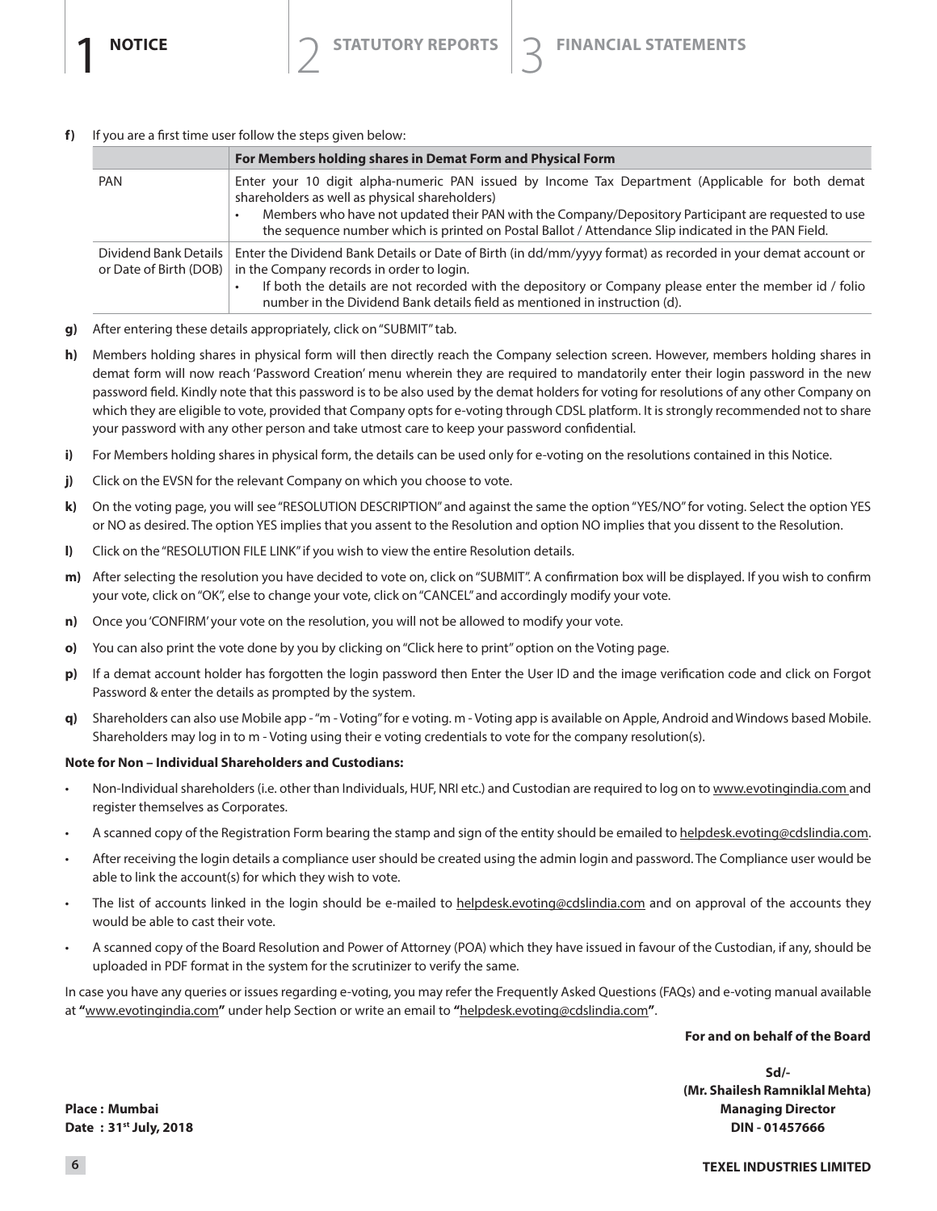**f)** If you are a first time user follow the steps given below:

| | For Members holding shares in Demat Form and Physical Form |
|---|---|
| PAN | Enter your 10 digit alpha-numeric PAN issued by Income Tax Department (Applicable for both demat shareholders as well as physical shareholders)<br>• Members who have not updated their PAN with the Company/Depository Participant are requested to use the sequence number which is printed on Postal Ballot / Attendance Slip indicated in the PAN Field. |
| Dividend Bank Details or Date of Birth (DOB) | Enter the Dividend Bank Details or Date of Birth (in dd/mm/yyyy format) as recorded in your demat account or in the Company records in order to login.<br>• If both the details are not recorded with the depository or Company please enter the member id / folio number in the Dividend Bank details field as mentioned in instruction (d). |

**g)** After entering these details appropriately, click on "SUBMIT" tab.

**h)** Members holding shares in physical form will then directly reach the Company selection screen. However, members holding shares in demat form will now reach 'Password Creation' menu wherein they are required to mandatorily enter their login password in the new password field. Kindly note that this password is to be also used by the demat holders for voting for resolutions of any other Company on which they are eligible to vote, provided that Company opts for e-voting through CDSL platform. It is strongly recommended not to share your password with any other person and take utmost care to keep your password confidential.

**i)** For Members holding shares in physical form, the details can be used only for e-voting on the resolutions contained in this Notice.

**j)** Click on the EVSN for the relevant Company on which you choose to vote.

**k)** On the voting page, you will see "RESOLUTION DESCRIPTION" and against the same the option "YES/NO" for voting. Select the option YES or NO as desired. The option YES implies that you assent to the Resolution and option NO implies that you dissent to the Resolution.

**l)** Click on the "RESOLUTION FILE LINK" if you wish to view the entire Resolution details.

**m)** After selecting the resolution you have decided to vote on, click on "SUBMIT". A confirmation box will be displayed. If you wish to confirm your vote, click on "OK", else to change your vote, click on "CANCEL" and accordingly modify your vote.

**n)** Once you 'CONFIRM' your vote on the resolution, you will not be allowed to modify your vote.

**o)** You can also print the vote done by you by clicking on "Click here to print" option on the Voting page.

**p)** If a demat account holder has forgotten the login password then Enter the User ID and the image verification code and click on Forgot Password & enter the details as prompted by the system.

**q)** Shareholders can also use Mobile app - "m - Voting" for e voting. m - Voting app is available on Apple, Android and Windows based Mobile. Shareholders may log in to m - Voting using their e voting credentials to vote for the company resolution(s).

**Note for Non – Individual Shareholders and Custodians:**

- Non-Individual shareholders (i.e. other than Individuals, HUF, NRI etc.) and Custodian are required to log on to www.evotingindia.com and register themselves as Corporates.
- A scanned copy of the Registration Form bearing the stamp and sign of the entity should be emailed to helpdesk.evoting@cdslindia.com.
- After receiving the login details a compliance user should be created using the admin login and password. The Compliance user would be able to link the account(s) for which they wish to vote.
- The list of accounts linked in the login should be e-mailed to helpdesk.evoting@cdslindia.com and on approval of the accounts they would be able to cast their vote.
- A scanned copy of the Board Resolution and Power of Attorney (POA) which they have issued in favour of the Custodian, if any, should be uploaded in PDF format in the system for the scrutinizer to verify the same.

In case you have any queries or issues regarding e-voting, you may refer the Frequently Asked Questions (FAQs) and e-voting manual available at **"**www.evotingindia.com**"** under help Section or write an email to **"**helpdesk.evoting@cdslindia.com**"**.

**For and on behalf of the Board**

**Sd/-**
**(Mr. Shailesh Ramniklal Mehta)**
**Managing Director**
**DIN - 01457666**

**Place : Mumbai**
**Date : 31st July, 2018**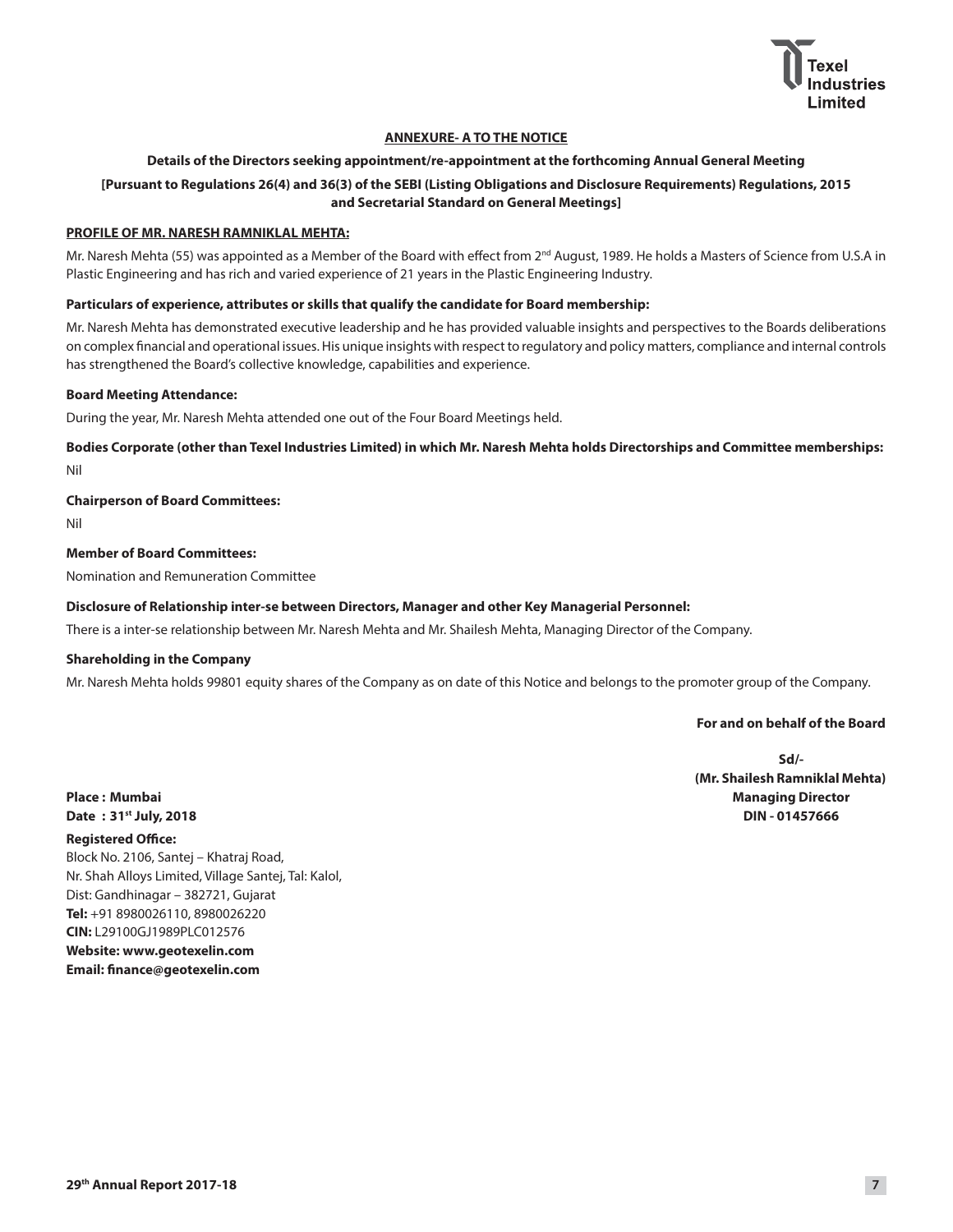## ANNEXURE- A TO THE NOTICE

**Details of the Directors seeking appointment/re-appointment at the forthcoming Annual General Meeting**

**[Pursuant to Regulations 26(4) and 36(3) of the SEBI (Listing Obligations and Disclosure Requirements) Regulations, 2015 and Secretarial Standard on General Meetings]**

### PROFILE OF MR. NARESH RAMNIKLAL MEHTA:

Mr. Naresh Mehta (55) was appointed as a Member of the Board with effect from 2nd August, 1989. He holds a Masters of Science from U.S.A in Plastic Engineering and has rich and varied experience of 21 years in the Plastic Engineering Industry.

**Particulars of experience, attributes or skills that qualify the candidate for Board membership:**

Mr. Naresh Mehta has demonstrated executive leadership and he has provided valuable insights and perspectives to the Boards deliberations on complex financial and operational issues. His unique insights with respect to regulatory and policy matters, compliance and internal controls has strengthened the Board's collective knowledge, capabilities and experience.

**Board Meeting Attendance:**

During the year, Mr. Naresh Mehta attended one out of the Four Board Meetings held.

**Bodies Corporate (other than Texel Industries Limited) in which Mr. Naresh Mehta holds Directorships and Committee memberships:**

Nil

**Chairperson of Board Committees:**

Nil

**Member of Board Committees:**

Nomination and Remuneration Committee

**Disclosure of Relationship inter-se between Directors, Manager and other Key Managerial Personnel:**

There is a inter-se relationship between Mr. Naresh Mehta and Mr. Shailesh Mehta, Managing Director of the Company.

**Shareholding in the Company**

Mr. Naresh Mehta holds 99801 equity shares of the Company as on date of this Notice and belongs to the promoter group of the Company.

**For and on behalf of the Board**

**Sd/-**
**(Mr. Shailesh Ramniklal Mehta)**
**Managing Director**
**DIN - 01457666**

**Place : Mumbai**
**Date : 31st July, 2018**

**Registered Office:**
Block No. 2106, Santej – Khatraj Road,
Nr. Shah Alloys Limited, Village Santej, Tal: Kalol,
Dist: Gandhinagar – 382721, Gujarat
**Tel:** +91 8980026110, 8980026220
**CIN:** L29100GJ1989PLC012576
**Website: www.geotexelin.com**
**Email: finance@geotexelin.com**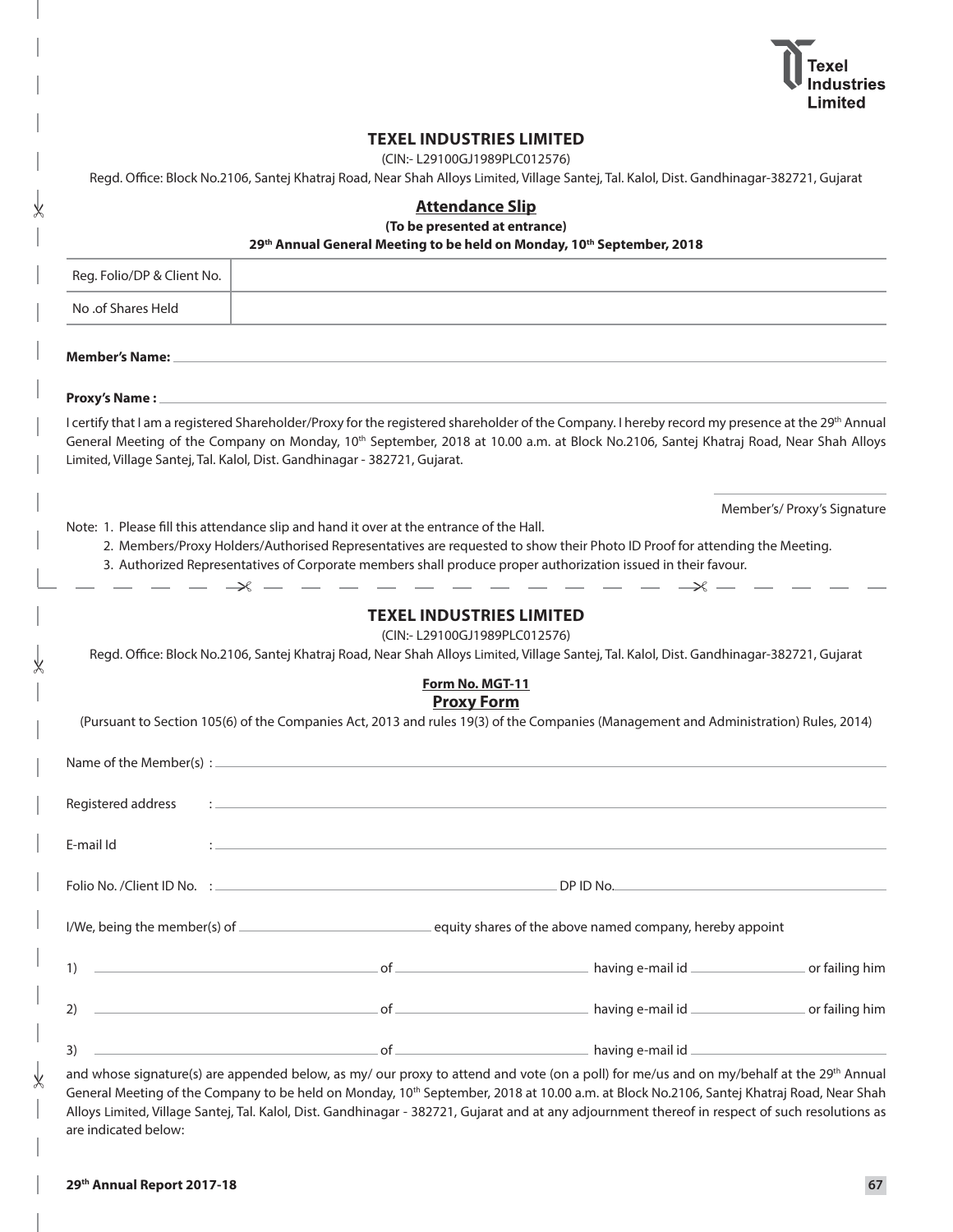# TEXEL INDUSTRIES LIMITED

(CIN:- L29100GJ1989PLC012576)

Regd. Office: Block No.2106, Santej Khatraj Road, Near Shah Alloys Limited, Village Santej, Tal. Kalol, Dist. Gandhinagar-382721, Gujarat

## Attendance Slip

**(To be presented at entrance)**

**29th Annual General Meeting to be held on Monday, 10th September, 2018**

| Reg. Folio/DP & Client No. | |
|---|---|
| No .of Shares Held | |

**Member's Name:** ______________________________

**Proxy's Name :** ______________________________

I certify that I am a registered Shareholder/Proxy for the registered shareholder of the Company. I hereby record my presence at the 29th Annual General Meeting of the Company on Monday, 10th September, 2018 at 10.00 a.m. at Block No.2106, Santej Khatraj Road, Near Shah Alloys Limited, Village Santej, Tal. Kalol, Dist. Gandhinagar - 382721, Gujarat.

______________________________
Member's/ Proxy's Signature

Note:
1. Please fill this attendance slip and hand it over at the entrance of the Hall.
2. Members/Proxy Holders/Authorised Representatives are requested to show their Photo ID Proof for attending the Meeting.
3. Authorized Representatives of Corporate members shall produce proper authorization issued in their favour.

---

# TEXEL INDUSTRIES LIMITED

(CIN:- L29100GJ1989PLC012576)

Regd. Office: Block No.2106, Santej Khatraj Road, Near Shah Alloys Limited, Village Santej, Tal. Kalol, Dist. Gandhinagar-382721, Gujarat

**Form No. MGT-11**

## Proxy Form

(Pursuant to Section 105(6) of the Companies Act, 2013 and rules 19(3) of the Companies (Management and Administration) Rules, 2014)

Name of the Member(s) : ______________________________

Registered address : ______________________________

E-mail Id : ______________________________

Folio No. /Client ID No. : ______________________ DP ID No.______________________

I/We, being the member(s) of ______________ equity shares of the above named company, hereby appoint

1) ______________________ of ______________________ having e-mail id ______________ or failing him

2) ______________________ of ______________________ having e-mail id ______________ or failing him

3) ______________________ of ______________________ having e-mail id ______________

and whose signature(s) are appended below, as my/ our proxy to attend and vote (on a poll) for me/us and on my/behalf at the 29th Annual General Meeting of the Company to be held on Monday, 10th September, 2018 at 10.00 a.m. at Block No.2106, Santej Khatraj Road, Near Shah Alloys Limited, Village Santej, Tal. Kalol, Dist. Gandhinagar - 382721, Gujarat and at any adjournment thereof in respect of such resolutions as are indicated below: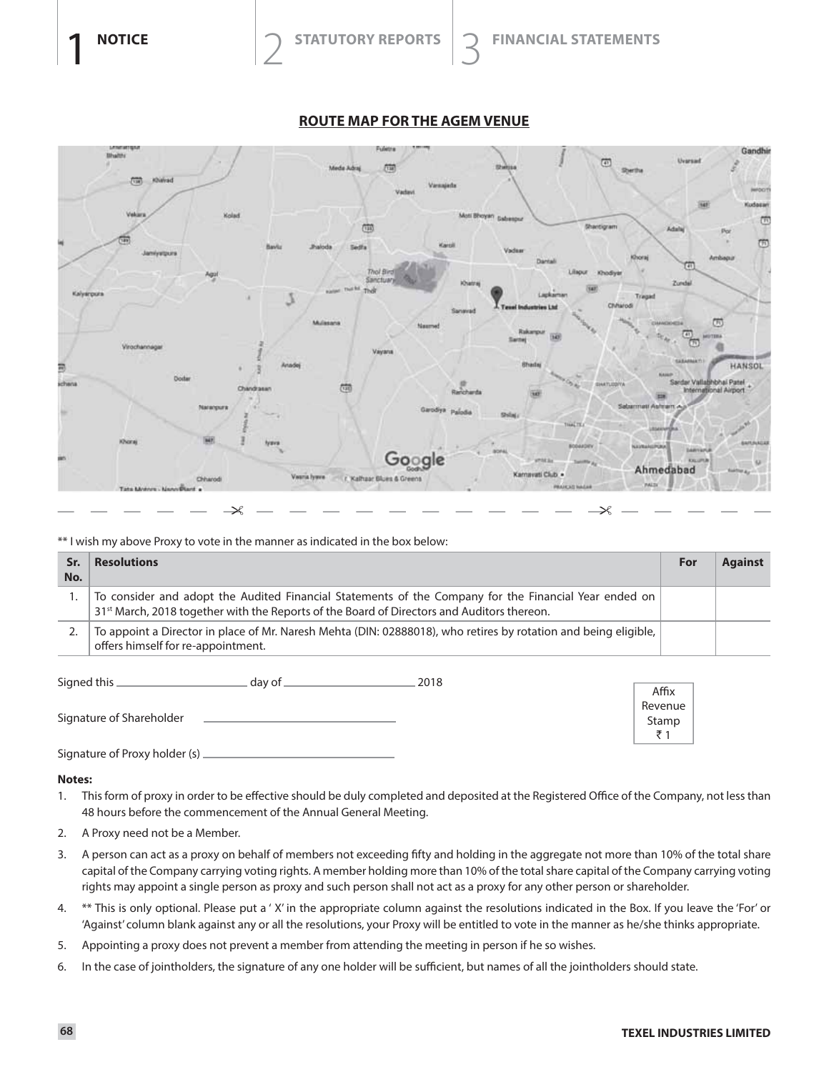## ROUTE MAP FOR THE AGEM VENUE

** I wish my above Proxy to vote in the manner as indicated in the box below:

| Sr. No. | Resolutions | For | Against |
|---|---|---|---|
| 1. | To consider and adopt the Audited Financial Statements of the Company for the Financial Year ended on 31st March, 2018 together with the Reports of the Board of Directors and Auditors thereon. | | |
| 2. | To appoint a Director in place of Mr. Naresh Mehta (DIN: 02888018), who retires by rotation and being eligible, offers himself for re-appointment. | | |

Signed this ______________________ day of ______________________ 2018

Signature of Shareholder ______________________________

Signature of Proxy holder (s) ______________________________

Affix Revenue Stamp ₹ 1

**Notes:**

1. This form of proxy in order to be effective should be duly completed and deposited at the Registered Office of the Company, not less than 48 hours before the commencement of the Annual General Meeting.
2. A Proxy need not be a Member.
3. A person can act as a proxy on behalf of members not exceeding fifty and holding in the aggregate not more than 10% of the total share capital of the Company carrying voting rights. A member holding more than 10% of the total share capital of the Company carrying voting rights may appoint a single person as proxy and such person shall not act as a proxy for any other person or shareholder.
4. ** This is only optional. Please put a ' X' in the appropriate column against the resolutions indicated in the Box. If you leave the 'For' or 'Against' column blank against any or all the resolutions, your Proxy will be entitled to vote in the manner as he/she thinks appropriate.
5. Appointing a proxy does not prevent a member from attending the meeting in person if he so wishes.
6. In the case of jointholders, the signature of any one holder will be sufficient, but names of all the jointholders should state.